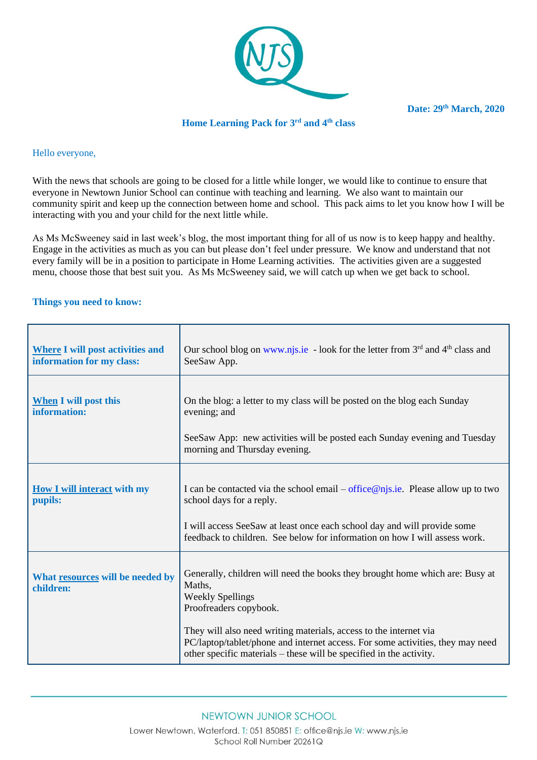**Date: 29th March, 2020**

## Home Learning Pack for 3rd and 4th class

Hello everyone,

With the news that schools are going to be closed for a little while longer, we would like to continue to ensure that everyone in Newtown Junior School can continue with teaching and learning. We also want to maintain our community spirit and keep up the connection between home and school. This pack aims to let you know how I will be interacting with you and your child for the next little while.

As Ms McSweeney said in last week's blog, the most important thing for all of us now is to keep happy and healthy. Engage in the activities as much as you can but please don't feel under pressure. We know and understand that not every family will be in a position to participate in Home Learning activities. The activities given are a suggested menu, choose those that best suit you. As Ms McSweeney said, we will catch up when we get back to school.

### Things you need to know:

| | |
|---|---|
| **Where I will post activities and information for my class:** | Our school blog on www.njs.ie - look for the letter from 3rd and 4th class and SeeSaw App. |
| **When I will post this information:** | On the blog: a letter to my class will be posted on the blog each Sunday evening; and<br><br>SeeSaw App: new activities will be posted each Sunday evening and Tuesday morning and Thursday evening. |
| **How I will interact with my pupils:** | I can be contacted via the school email – office@njs.ie. Please allow up to two school days for a reply.<br><br>I will access SeeSaw at least once each school day and will provide some feedback to children. See below for information on how I will assess work. |
| **What resources will be needed by children:** | Generally, children will need the books they brought home which are: Busy at Maths,<br>Weekly Spellings<br>Proofreaders copybook.<br><br>They will also need writing materials, access to the internet via PC/laptop/tablet/phone and internet access. For some activities, they may need other specific materials – these will be specified in the activity. |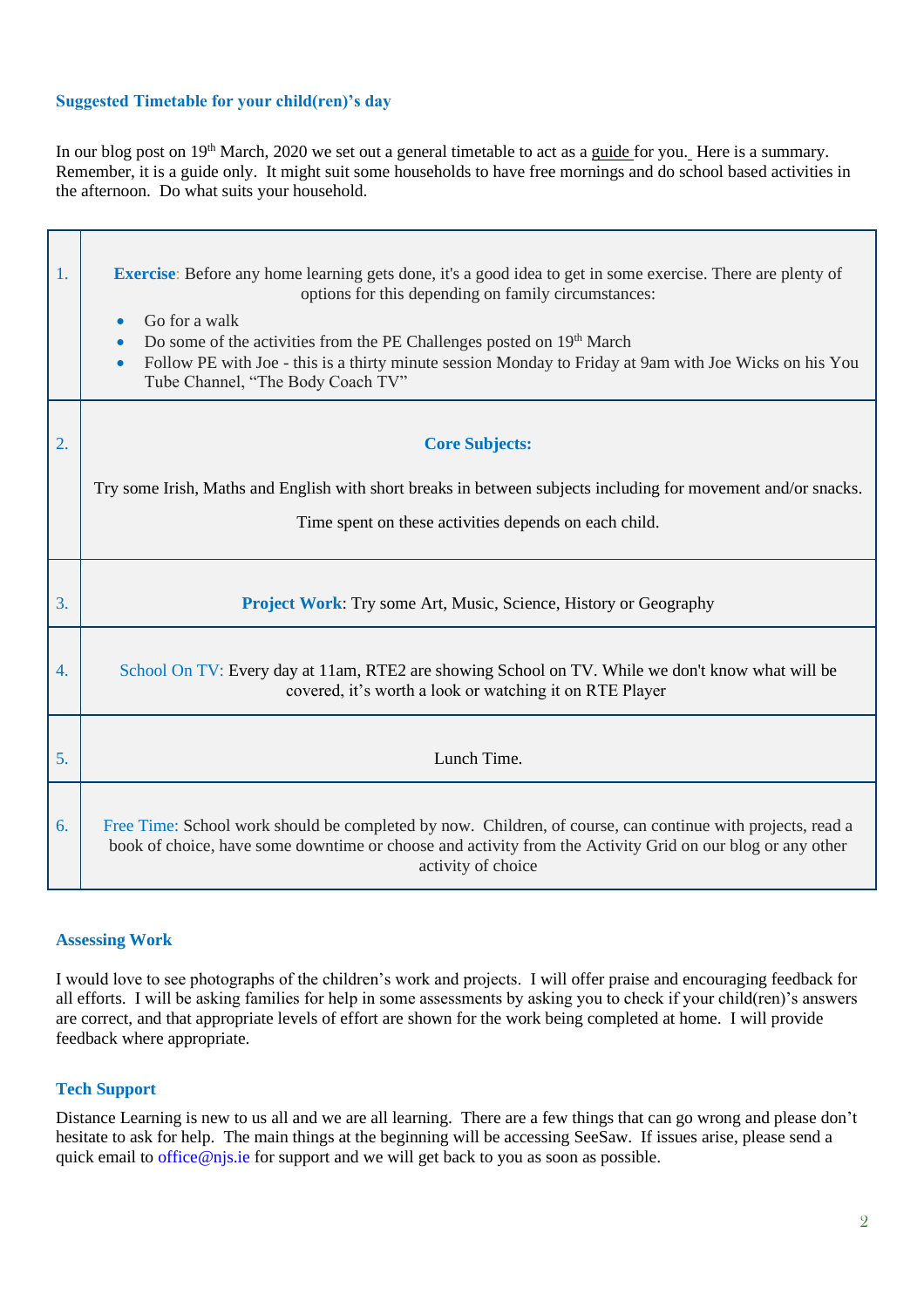### Suggested Timetable for your child(ren)'s day

In our blog post on 19th March, 2020 we set out a general timetable to act as a guide for you. Here is a summary. Remember, it is a guide only. It might suit some households to have free mornings and do school based activities in the afternoon. Do what suits your household.

| | |
|---|---|
| 1. | **Exercise**: Before any home learning gets done, it's a good idea to get in some exercise. There are plenty of options for this depending on family circumstances:<br>• Go for a walk<br>• Do some of the activities from the PE Challenges posted on 19th March<br>• Follow PE with Joe - this is a thirty minute session Monday to Friday at 9am with Joe Wicks on his You Tube Channel, "The Body Coach TV" |
| 2. | **Core Subjects:**<br>Try some Irish, Maths and English with short breaks in between subjects including for movement and/or snacks.<br>Time spent on these activities depends on each child. |
| 3. | **Project Work**: Try some Art, Music, Science, History or Geography |
| 4. | School On TV: Every day at 11am, RTE2 are showing School on TV. While we don't know what will be covered, it's worth a look or watching it on RTE Player |
| 5. | Lunch Time. |
| 6. | Free Time: School work should be completed by now. Children, of course, can continue with projects, read a book of choice, have some downtime or choose and activity from the Activity Grid on our blog or any other activity of choice |

### Assessing Work

I would love to see photographs of the children's work and projects. I will offer praise and encouraging feedback for all efforts. I will be asking families for help in some assessments by asking you to check if your child(ren)'s answers are correct, and that appropriate levels of effort are shown for the work being completed at home. I will provide feedback where appropriate.

### Tech Support

Distance Learning is new to us all and we are all learning. There are a few things that can go wrong and please don't hesitate to ask for help. The main things at the beginning will be accessing SeeSaw. If issues arise, please send a quick email to office@njs.ie for support and we will get back to you as soon as possible.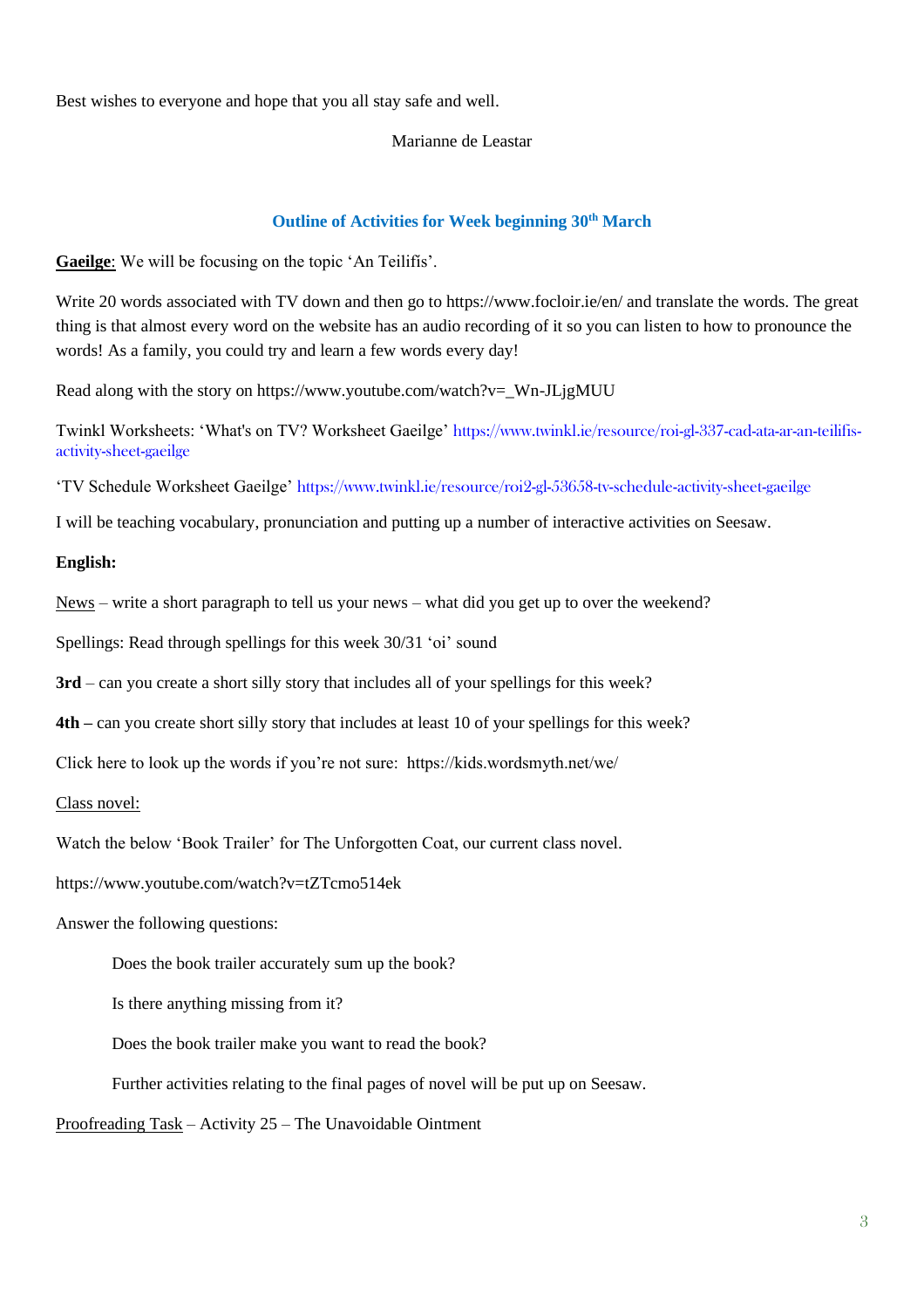Best wishes to everyone and hope that you all stay safe and well.

Marianne de Leastar

## Outline of Activities for Week beginning 30th March

**<u>Gaeilge</u>**: We will be focusing on the topic 'An Teilifís'.

Write 20 words associated with TV down and then go to https://www.focloir.ie/en/ and translate the words. The great thing is that almost every word on the website has an audio recording of it so you can listen to how to pronounce the words! As a family, you could try and learn a few words every day!

Read along with the story on https://www.youtube.com/watch?v=_Wn-JLjgMUU

Twinkl Worksheets: 'What's on TV? Worksheet Gaeilge' https://www.twinkl.ie/resource/roi-gl-337-cad-ata-ar-an-teilifis-activity-sheet-gaeilge

'TV Schedule Worksheet Gaeilge' https://www.twinkl.ie/resource/roi2-gl-53658-tv-schedule-activity-sheet-gaeilge

I will be teaching vocabulary, pronunciation and putting up a number of interactive activities on Seesaw.

**English:**

<u>News</u> – write a short paragraph to tell us your news – what did you get up to over the weekend?

Spellings: Read through spellings for this week 30/31 'oi' sound

**3rd** – can you create a short silly story that includes all of your spellings for this week?

**4th –** can you create short silly story that includes at least 10 of your spellings for this week?

Click here to look up the words if you're not sure: https://kids.wordsmyth.net/we/

<u>Class novel:</u>

Watch the below 'Book Trailer' for The Unforgotten Coat, our current class novel.

https://www.youtube.com/watch?v=tZTcmo514ek

Answer the following questions:

> Does the book trailer accurately sum up the book?
>
> Is there anything missing from it?
>
> Does the book trailer make you want to read the book?
>
> Further activities relating to the final pages of novel will be put up on Seesaw.

<u>Proofreading Task</u> – Activity 25 – The Unavoidable Ointment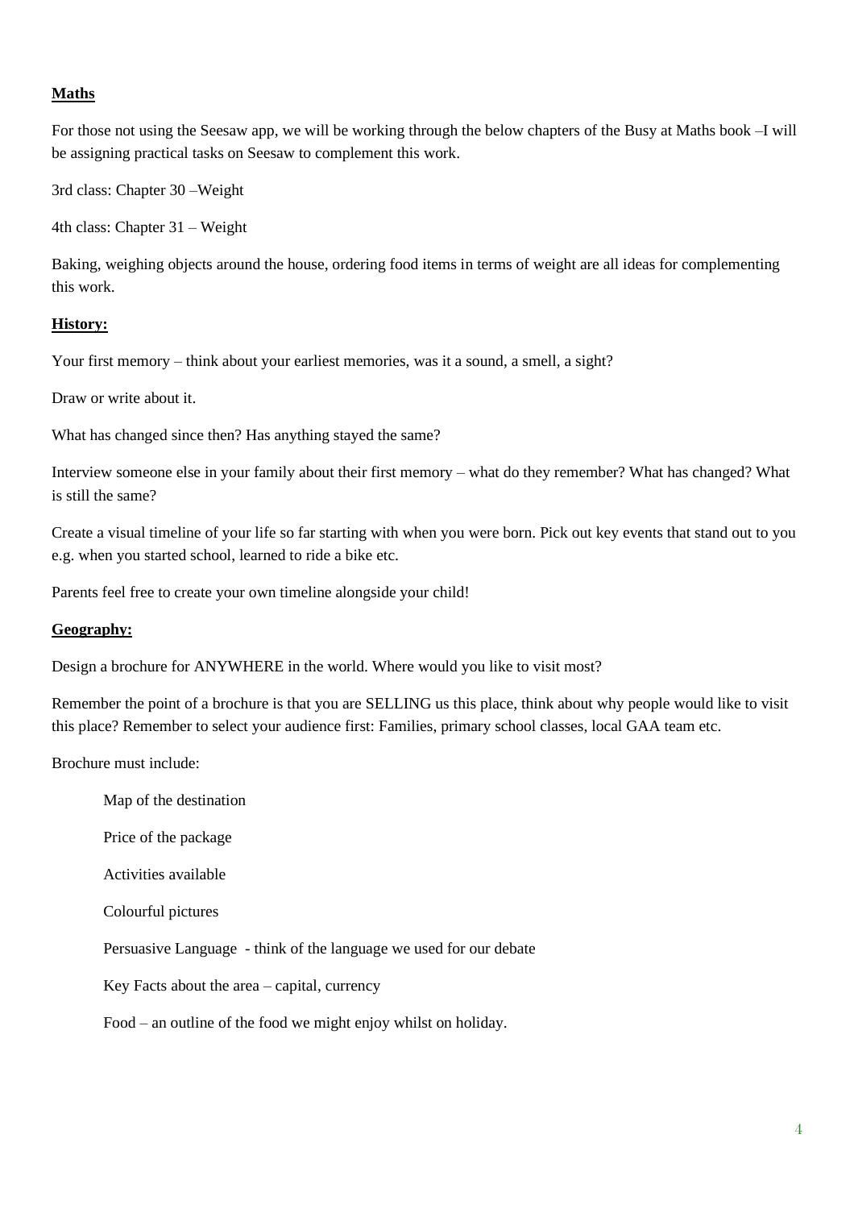**Maths**

For those not using the Seesaw app, we will be working through the below chapters of the Busy at Maths book –I will be assigning practical tasks on Seesaw to complement this work.

3rd class: Chapter 30 –Weight

4th class: Chapter 31 – Weight

Baking, weighing objects around the house, ordering food items in terms of weight are all ideas for complementing this work.

**History:**

Your first memory – think about your earliest memories, was it a sound, a smell, a sight?

Draw or write about it.

What has changed since then? Has anything stayed the same?

Interview someone else in your family about their first memory – what do they remember? What has changed? What is still the same?

Create a visual timeline of your life so far starting with when you were born. Pick out key events that stand out to you e.g. when you started school, learned to ride a bike etc.

Parents feel free to create your own timeline alongside your child!

**Geography:**

Design a brochure for ANYWHERE in the world. Where would you like to visit most?

Remember the point of a brochure is that you are SELLING us this place, think about why people would like to visit this place? Remember to select your audience first: Families, primary school classes, local GAA team etc.

Brochure must include:

- Map of the destination
- Price of the package
- Activities available
- Colourful pictures
- Persuasive Language - think of the language we used for our debate
- Key Facts about the area – capital, currency
- Food – an outline of the food we might enjoy whilst on holiday.